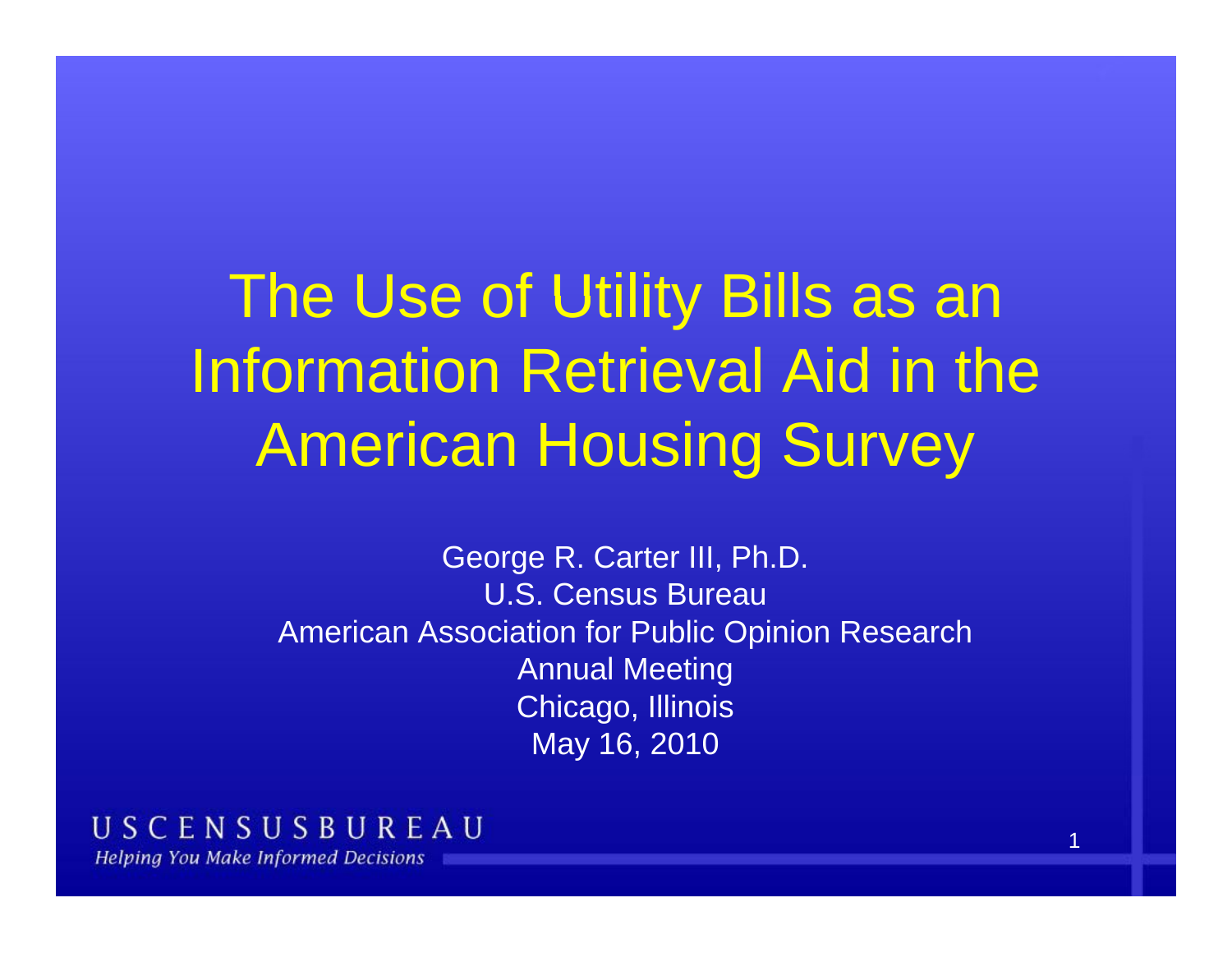# The Use of Utility Bills as an Information Retrieval Aid in the American Housing Survey

George R. Carter III, Ph.D.
U.S. Census Bureau
American Association for Public Opinion Research
Annual Meeting
Chicago, Illinois
May 16, 2010

USCENSUSBUREAU
*Helping You Make Informed Decisions*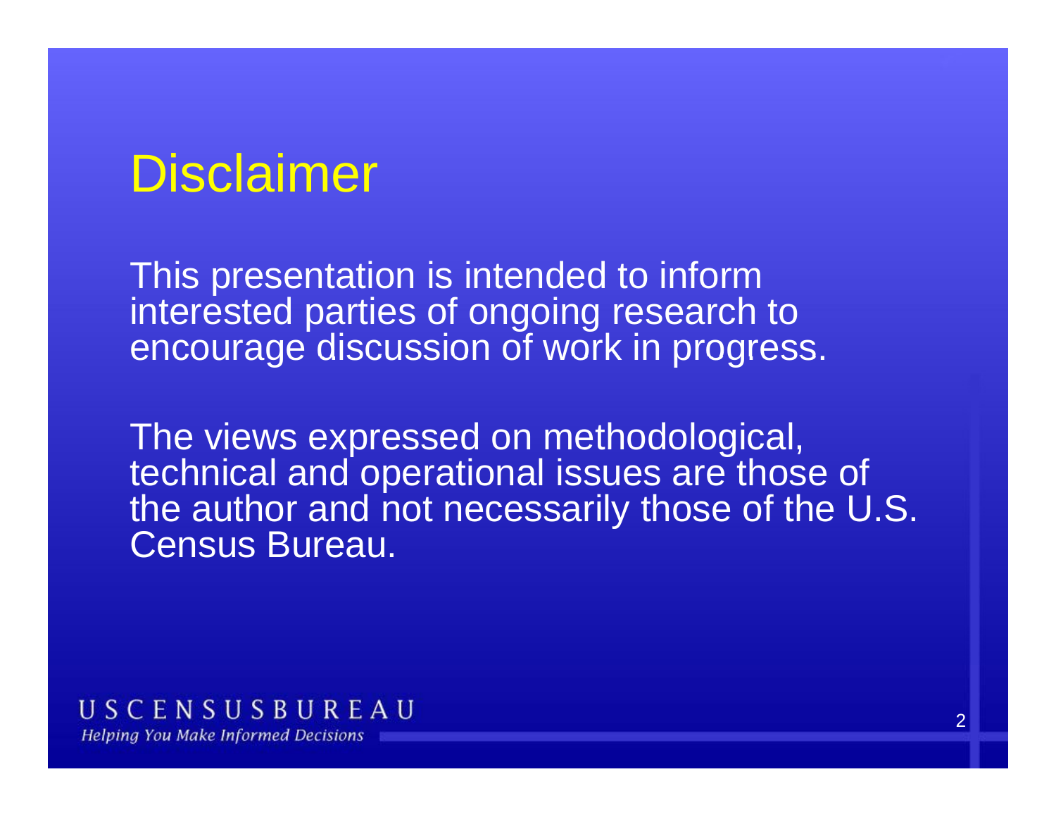# Disclaimer

This presentation is intended to inform interested parties of ongoing research to encourage discussion of work in progress.

The views expressed on methodological, technical and operational issues are those of the author and not necessarily those of the U.S. Census Bureau.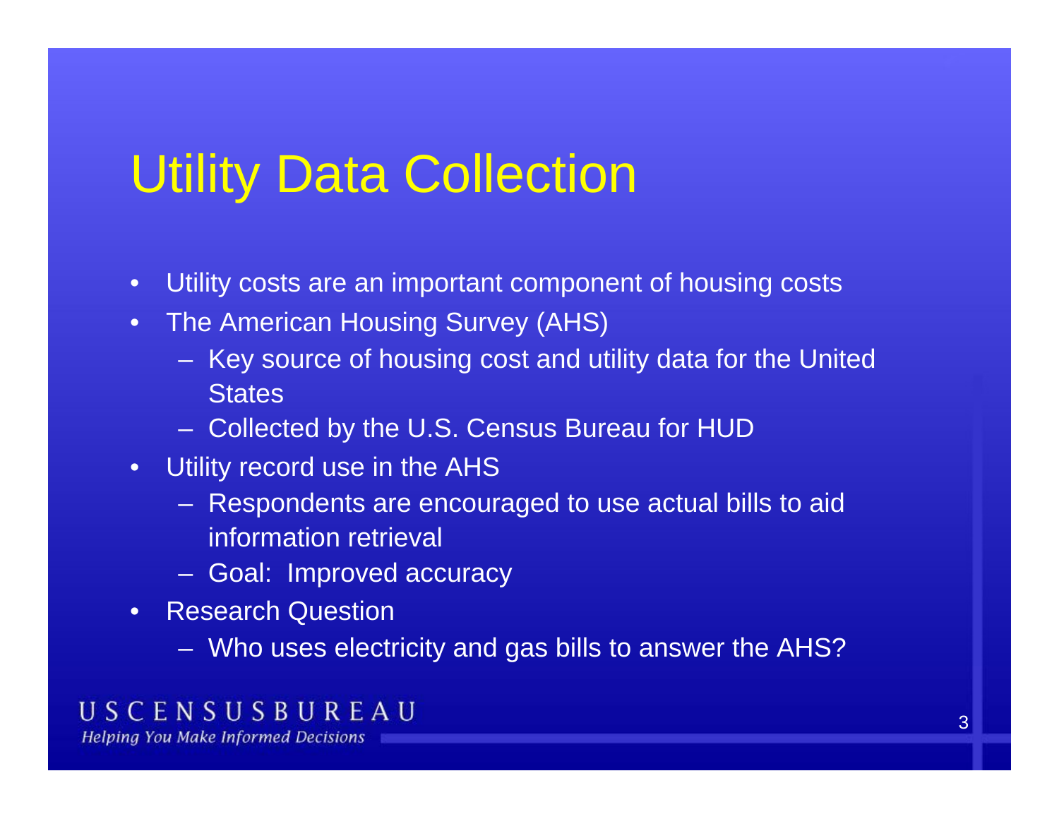# Utility Data Collection

- Utility costs are an important component of housing costs
- The American Housing Survey (AHS)
  - Key source of housing cost and utility data for the United States
  - Collected by the U.S. Census Bureau for HUD
- Utility record use in the AHS
  - Respondents are encouraged to use actual bills to aid information retrieval
  - Goal: Improved accuracy
- Research Question
  - Who uses electricity and gas bills to answer the AHS?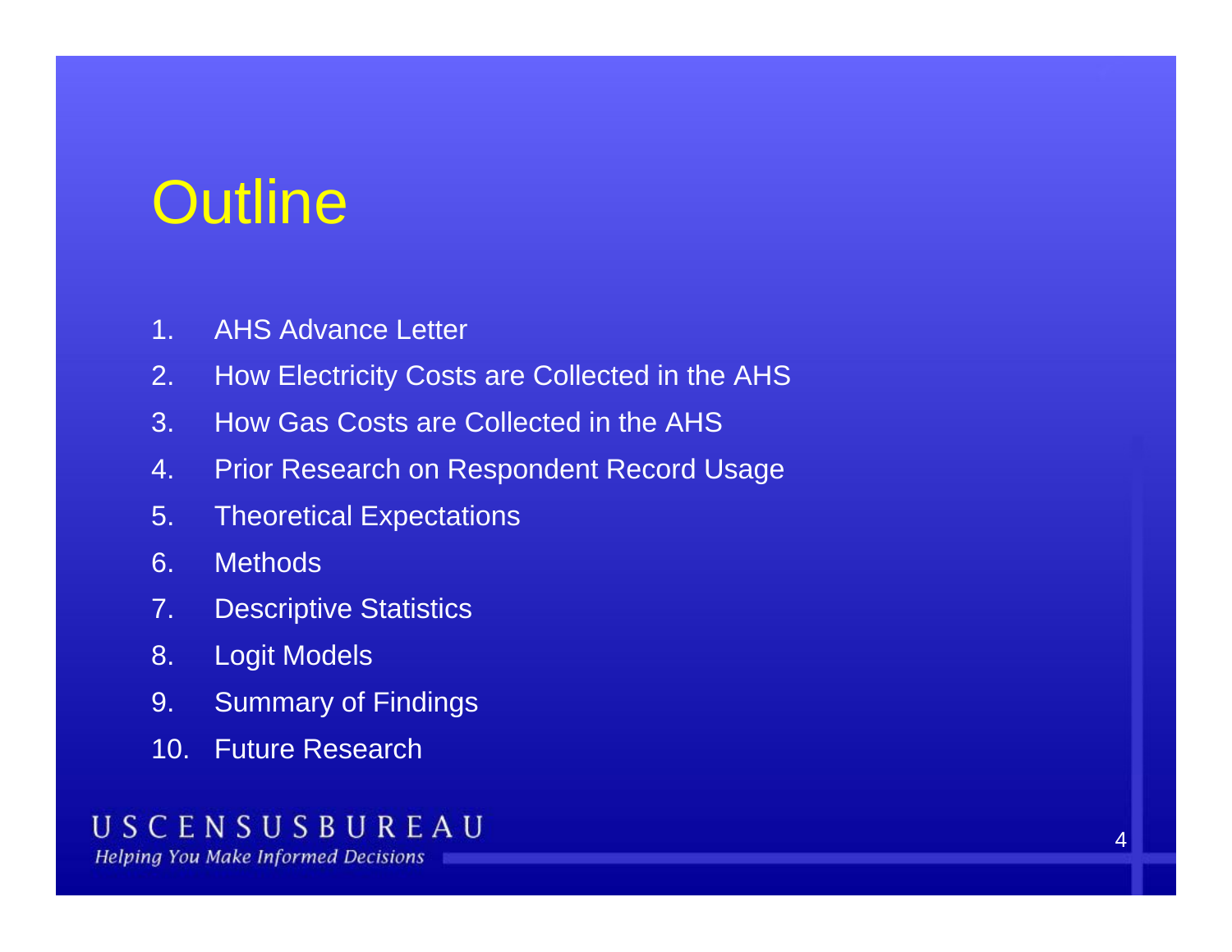# Outline

1. AHS Advance Letter
2. How Electricity Costs are Collected in the AHS
3. How Gas Costs are Collected in the AHS
4. Prior Research on Respondent Record Usage
5. Theoretical Expectations
6. Methods
7. Descriptive Statistics
8. Logit Models
9. Summary of Findings
10. Future Research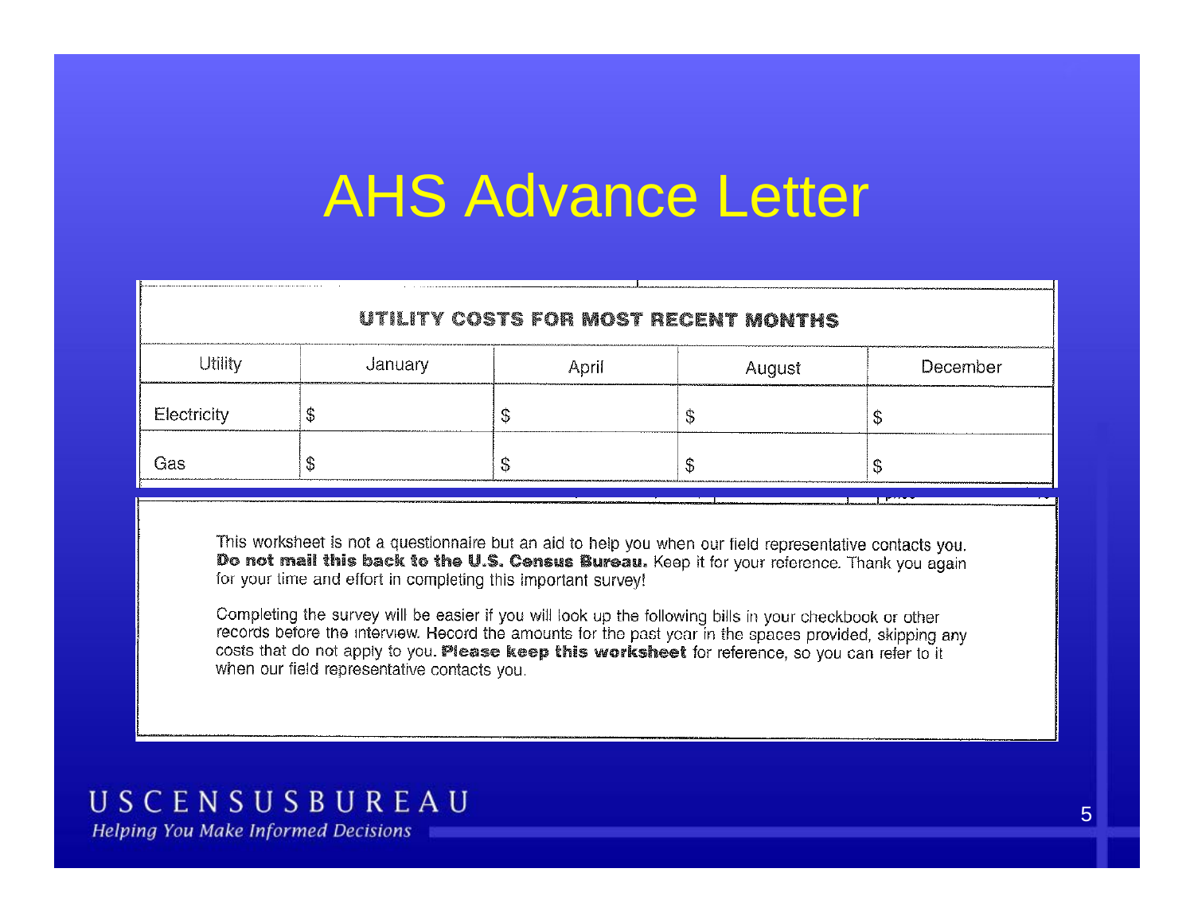# AHS Advance Letter

**UTILITY COSTS FOR MOST RECENT MONTHS**

| Utility | January | April | August | December |
|---|---|---|---|---|
| Electricity | $ | $ | $ | $ |
| Gas | $ | $ | $ | $ |

This worksheet is not a questionnaire but an aid to help you when our field representative contacts you. **Do not mail this back to the U.S. Census Bureau.** Keep it for your reference. Thank you again for your time and effort in completing this important survey!

Completing the survey will be easier if you will look up the following bills in your checkbook or other records before the interview. Record the amounts for the past year in the spaces provided, skipping any costs that do not apply to you. **Please keep this worksheet** for reference, so you can refer to it when our field representative contacts you.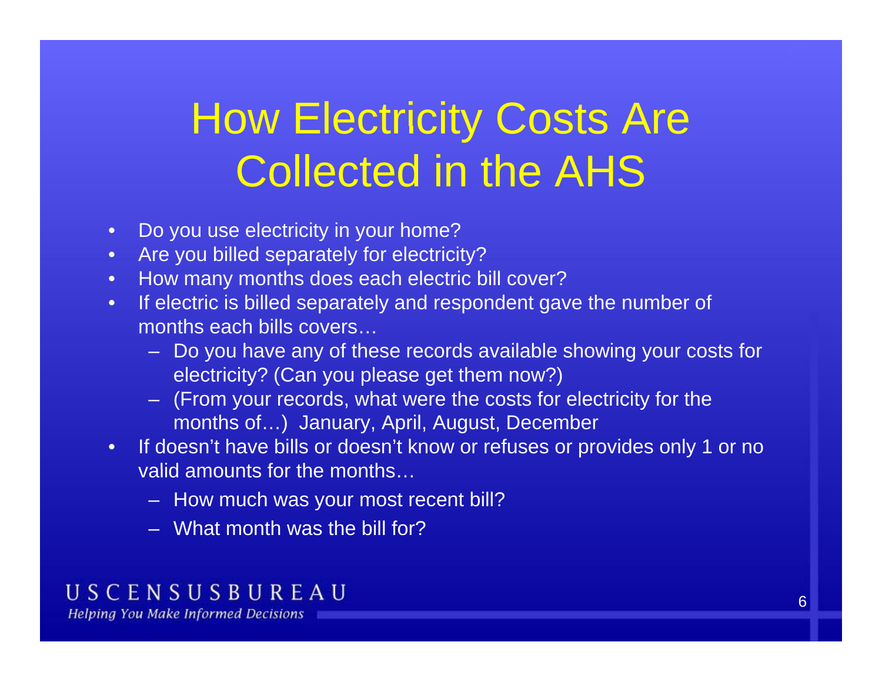# How Electricity Costs Are Collected in the AHS

- Do you use electricity in your home?
- Are you billed separately for electricity?
- How many months does each electric bill cover?
- If electric is billed separately and respondent gave the number of months each bills covers…
  - Do you have any of these records available showing your costs for electricity? (Can you please get them now?)
  - (From your records, what were the costs for electricity for the months of…) January, April, August, December
- If doesn't have bills or doesn't know or refuses or provides only 1 or no valid amounts for the months…
  - How much was your most recent bill?
  - What month was the bill for?

U S C E N S U S B U R E A U

*Helping You Make Informed Decisions*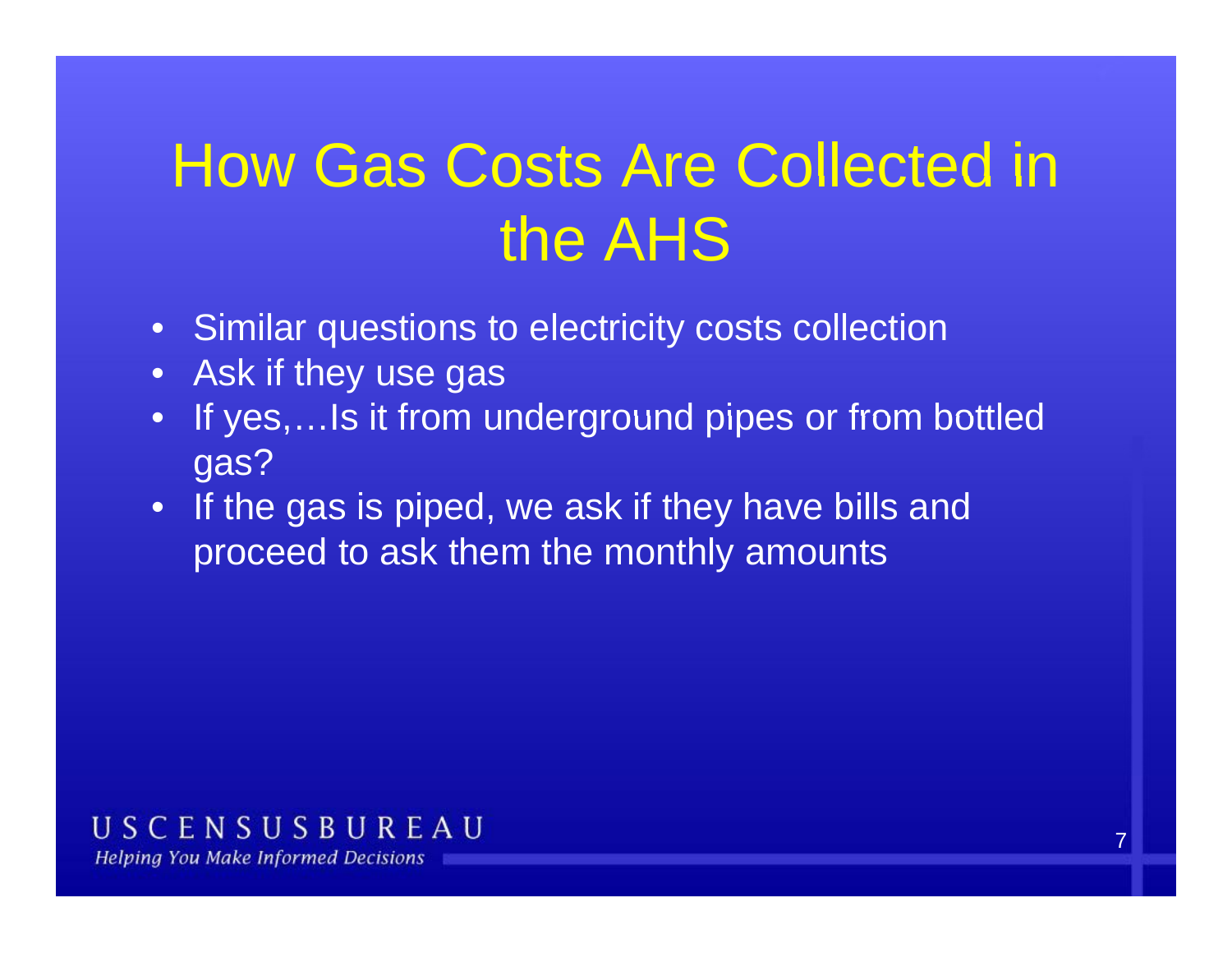# How Gas Costs Are Collected in the AHS

- Similar questions to electricity costs collection
- Ask if they use gas
- If yes,…Is it from underground pipes or from bottled gas?
- If the gas is piped, we ask if they have bills and proceed to ask them the monthly amounts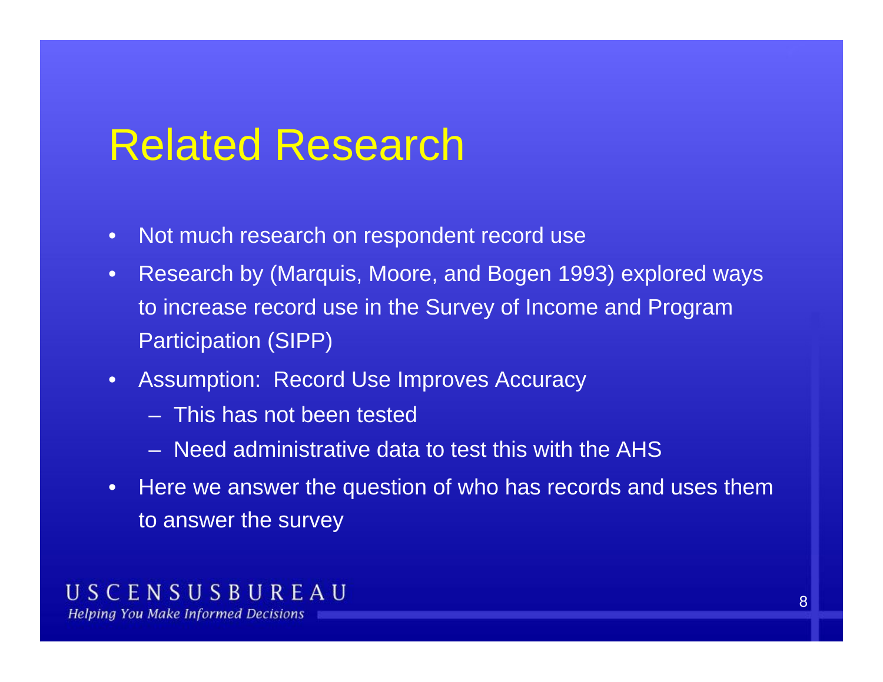# Related Research

- Not much research on respondent record use
- Research by (Marquis, Moore, and Bogen 1993) explored ways to increase record use in the Survey of Income and Program Participation (SIPP)
- Assumption: Record Use Improves Accuracy
  - This has not been tested
  - Need administrative data to test this with the AHS
- Here we answer the question of who has records and uses them to answer the survey

U S C E N S U S B U R E A U

*Helping You Make Informed Decisions*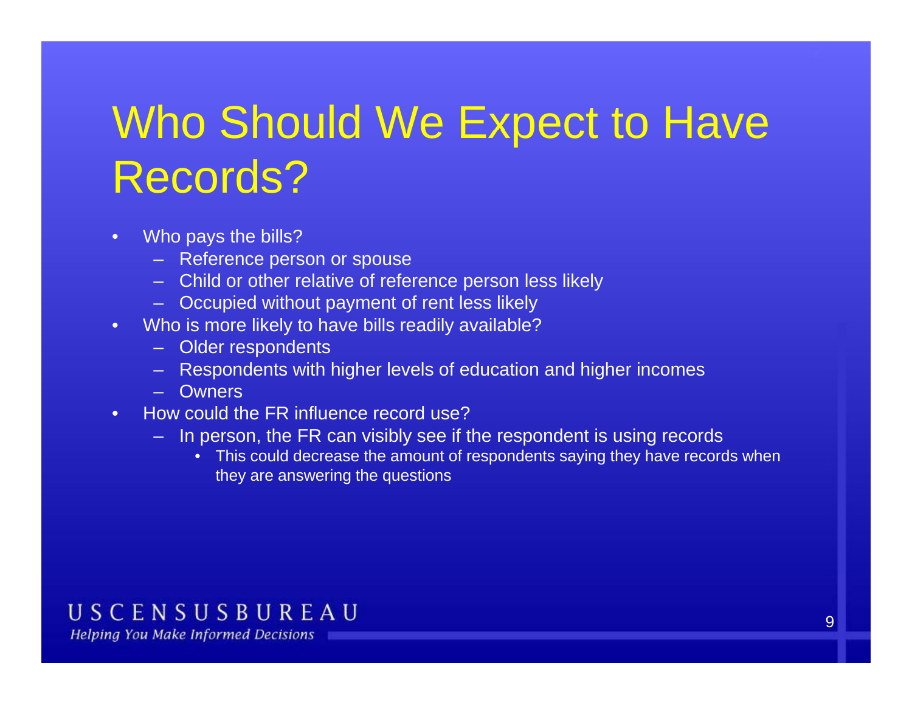# Who Should We Expect to Have Records?

- Who pays the bills?
  - Reference person or spouse
  - Child or other relative of reference person less likely
  - Occupied without payment of rent less likely
- Who is more likely to have bills readily available?
  - Older respondents
  - Respondents with higher levels of education and higher incomes
  - Owners
- How could the FR influence record use?
  - In person, the FR can visibly see if the respondent is using records
    - This could decrease the amount of respondents saying they have records when they are answering the questions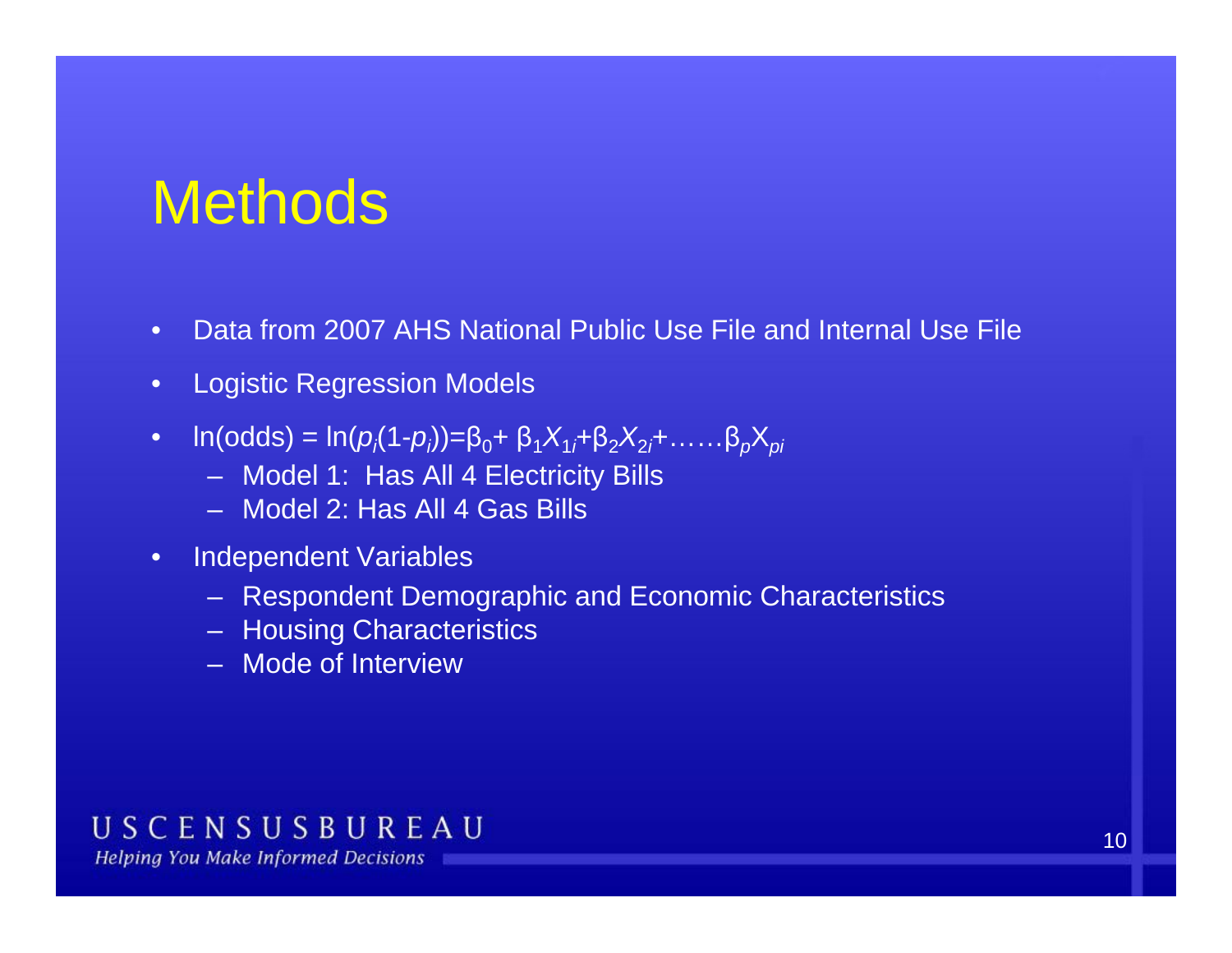# Methods

- Data from 2007 AHS National Public Use File and Internal Use File
- Logistic Regression Models
- $\ln(\text{odds}) = \ln(p_i(1\text{-}p_i)) = \beta_0 + \beta_1 X_{1i} + \beta_2 X_{2i} + \ldots\ldots \beta_p X_{pi}$
  - Model 1: Has All 4 Electricity Bills
  - Model 2: Has All 4 Gas Bills
- Independent Variables
  - Respondent Demographic and Economic Characteristics
  - Housing Characteristics
  - Mode of Interview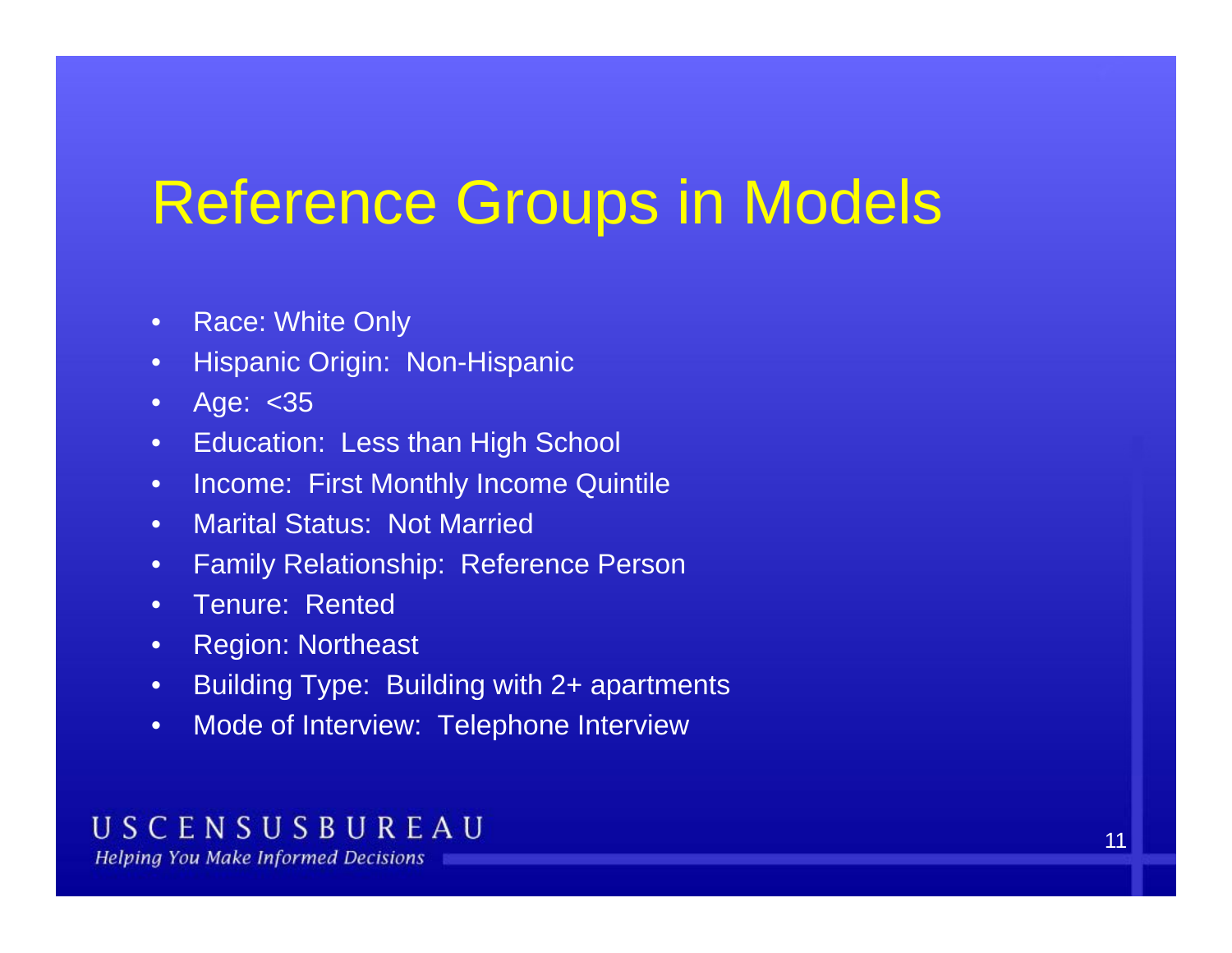# Reference Groups in Models

- Race: White Only
- Hispanic Origin:  Non-Hispanic
- Age:  <35
- Education:  Less than High School
- Income:  First Monthly Income Quintile
- Marital Status:  Not Married
- Family Relationship:  Reference Person
- Tenure:  Rented
- Region: Northeast
- Building Type:  Building with 2+ apartments
- Mode of Interview:  Telephone Interview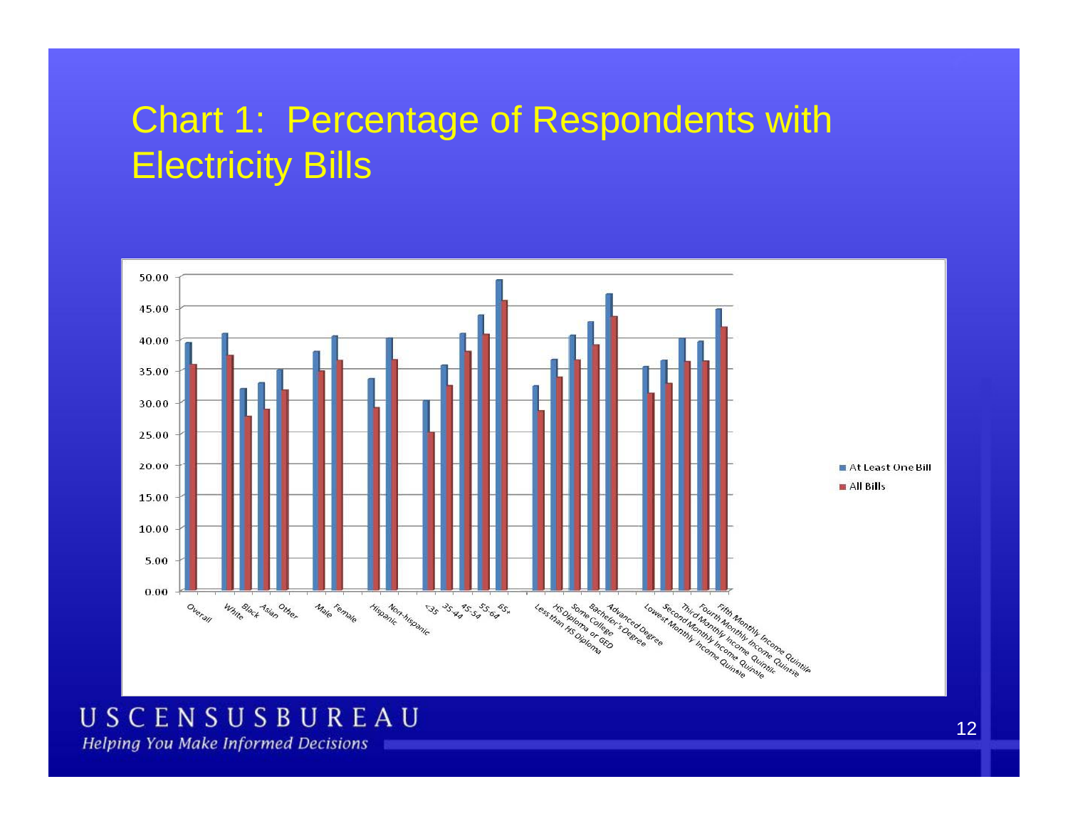# Chart 1: Percentage of Respondents with Electricity Bills

| Category | At Least One Bill | All Bills |
|---|---|---|
| Overall | 39.5 | 36.0 |
| White | 41.0 | 37.5 |
| Black | 32.2 | 27.8 |
| Asian | 33.1 | 28.9 |
| Other | 35.2 | 32.0 |
| Male | 38.1 | 35.0 |
| Female | 40.6 | 36.7 |
| Hispanic | 33.8 | 29.2 |
| Non-hispanic | 40.2 | 36.8 |
| <35 | 30.3 | 25.3 |
| 35-44 | 35.9 | 32.7 |
| 45-54 | 41.0 | 38.1 |
| 55-64 | 43.9 | 40.9 |
| 65+ | 49.4 | 46.2 |
| Less than HS Diploma | 32.6 | 28.7 |
| HS Diploma or GED | 36.8 | 34.0 |
| Some College | 40.7 | 36.8 |
| Bachelor's Degree | 42.8 | 39.2 |
| Advanced Degree | 47.2 | 43.7 |
| Lowest Monthly Income Quintile | 35.7 | 31.4 |
| Second Monthly Income Quintile | 36.6 | 33.0 |
| Third Monthly Income Quintile | 40.2 | 36.5 |
| Fourth Monthly Income Quintile | 39.7 | 36.6 |
| Fifth Monthly Income Quintile | 44.8 | 42.0 |

USCENSUSBUREAU

*Helping You Make Informed Decisions*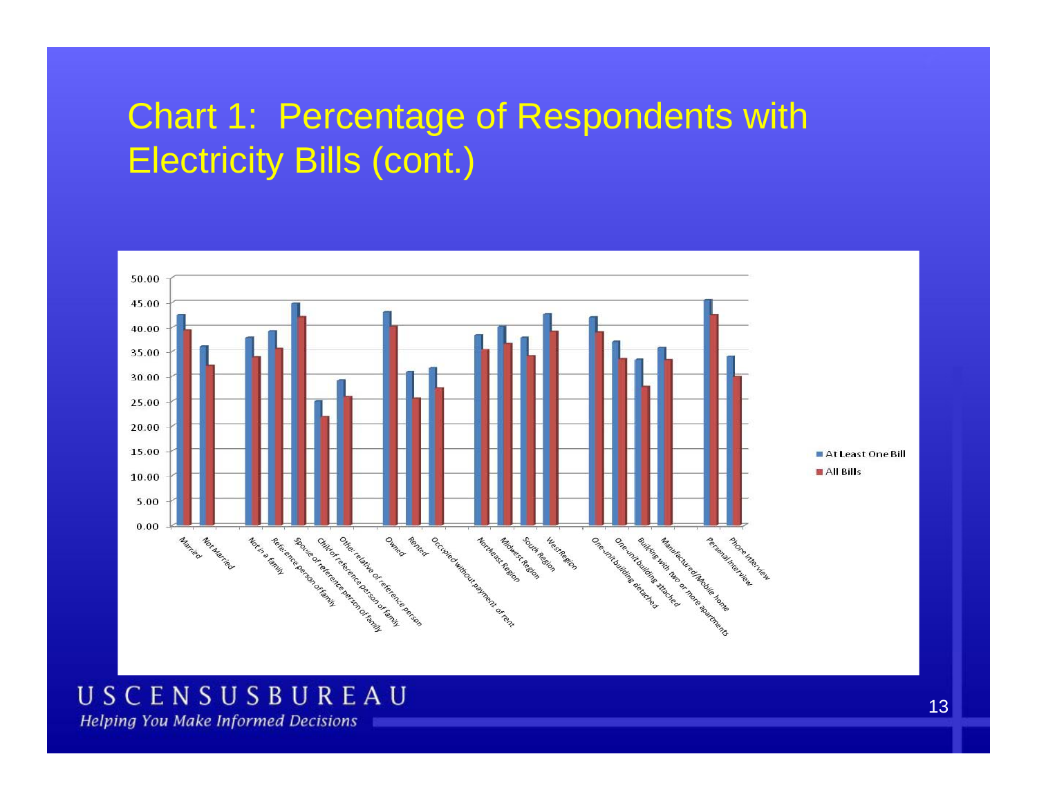# Chart 1: Percentage of Respondents with Electricity Bills (cont.)

50.00
45.00
40.00
35.00
30.00
25.00
20.00
15.00
10.00
5.00
0.00

Married
Not Married
Not in a family
Reference person of family
Spouse of reference person of family
Child of reference person of family
Other relative of reference person
Owned
Rented
Occupied without payment of rent
Northeast Region
Midwest Region
South Region
West Region
One-unit building detached
One-unit building attached
Building with two or more apartments
Manufactured/Mobile home
Personal Interview
Phone Interview

At Least One Bill
All Bills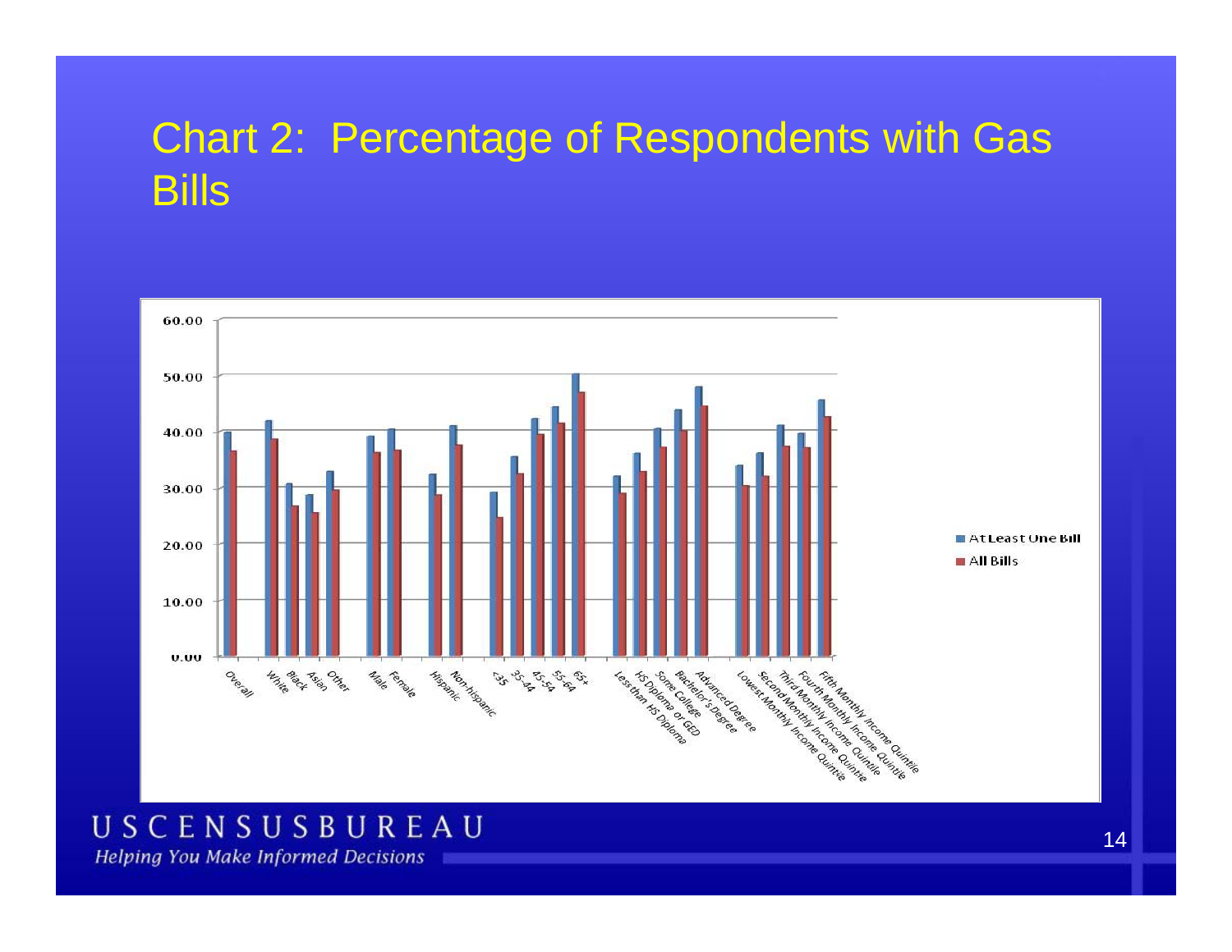# Chart 2: Percentage of Respondents with Gas Bills

60.00
50.00
40.00
30.00
20.00
10.00
0.00

Overall, White, Black, Asian, Other, Male, Female, Hispanic, Non-hispanic, <35, 35-44, 45-54, 55-64, 65+, Less than HS Diploma, HS Diploma or GED, Some College, Bachelor's Degree, Advanced Degree, Lowest Monthly Income Quintile, Second Monthly Income Quintile, Third Monthly Income Quintile, Fourth Monthly Income Quintile, Fifth Monthly Income Quintile

At Least One Bill
All Bills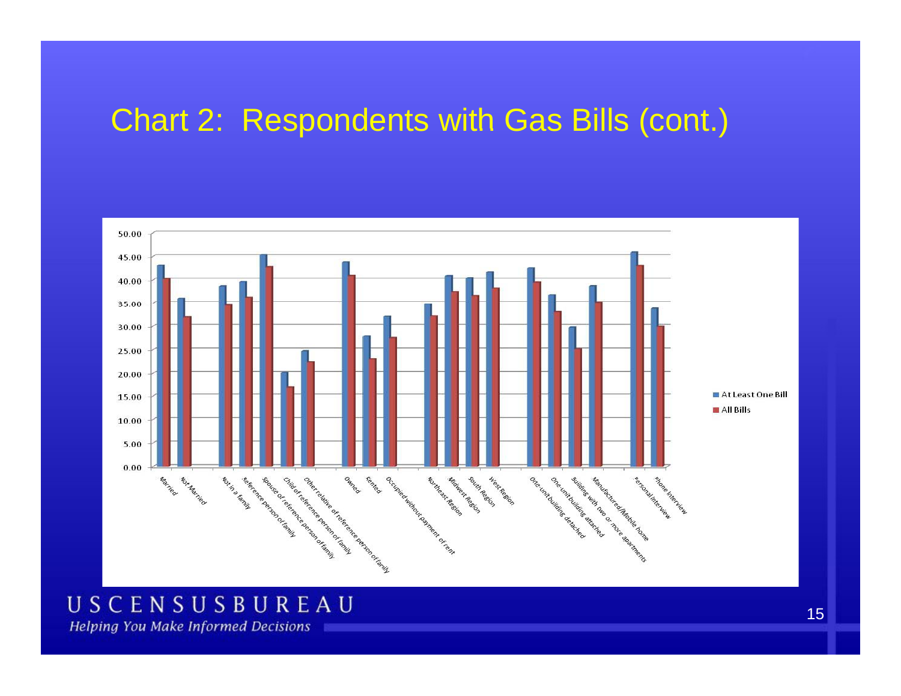# Chart 2: Respondents with Gas Bills (cont.)

| Category | At Least One Bill | All Bills |
|---|---|---|
| Married | 43 | 40.2 |
| Not Married | 35.8 | 32 |
| Not in a family | 38.6 | 34.6 |
| Reference person of family | 39.5 | 36.2 |
| Spouse of reference person of family | 45.3 | 42.8 |
| Child of reference person of family | 20 | 17 |
| Other relative of reference person of family | 24.7 | 22.4 |
| Owned | 43.8 | 41 |
| Rented | 27.8 | 23.1 |
| Occupied without payment of rent | 32.1 | 27.6 |
| Northeast Region | 34.8 | 32.2 |
| Midwest Region | 40.8 | 37.4 |
| South Region | 40.4 | 36.6 |
| West Region | 41.6 | 38.2 |
| One-unit building detached | 42.5 | 39.5 |
| One-unit building attached | 36.6 | 33.1 |
| Building with two or more apartments | 29.8 | 25.2 |
| Manufactured/Mobile home | 38.6 | 35.1 |
| Personal Interview | 46 | 43 |
| Phone Interview | 33.9 | 30 |

*Values are approximate, estimated from the chart.*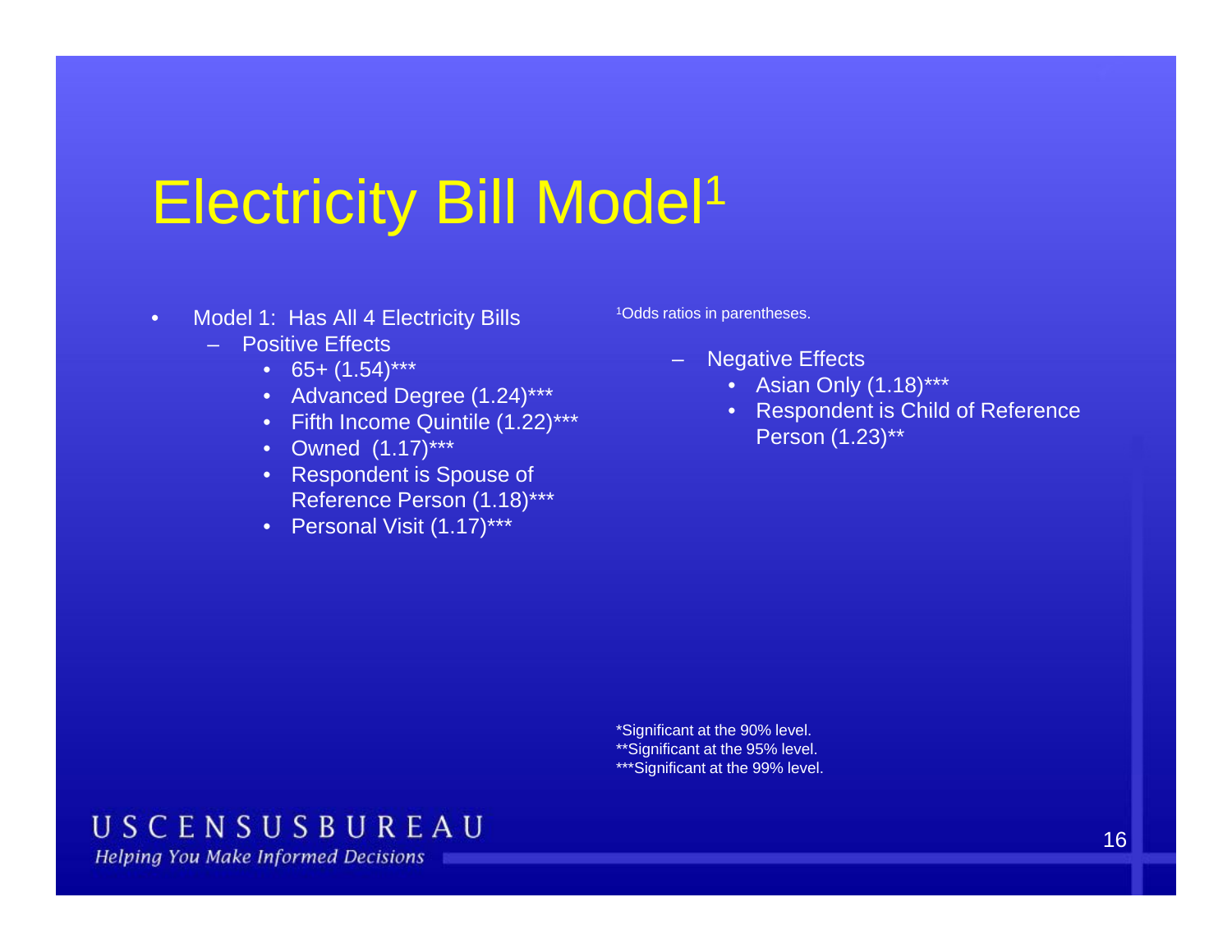# Electricity Bill Model[1]

- Model 1: Has All 4 Electricity Bills
  - Positive Effects
    - 65+ (1.54)***
    - Advanced Degree (1.24)***
    - Fifth Income Quintile (1.22)***
    - Owned (1.17)***
    - Respondent is Spouse of Reference Person (1.18)***
    - Personal Visit (1.17)***
  - Negative Effects
    - Asian Only (1.18)***
    - Respondent is Child of Reference Person (1.23)**

[1]Odds ratios in parentheses.

*Significant at the 90% level.
**Significant at the 95% level.
***Significant at the 99% level.

USCENSUSBUREAU
*Helping You Make Informed Decisions*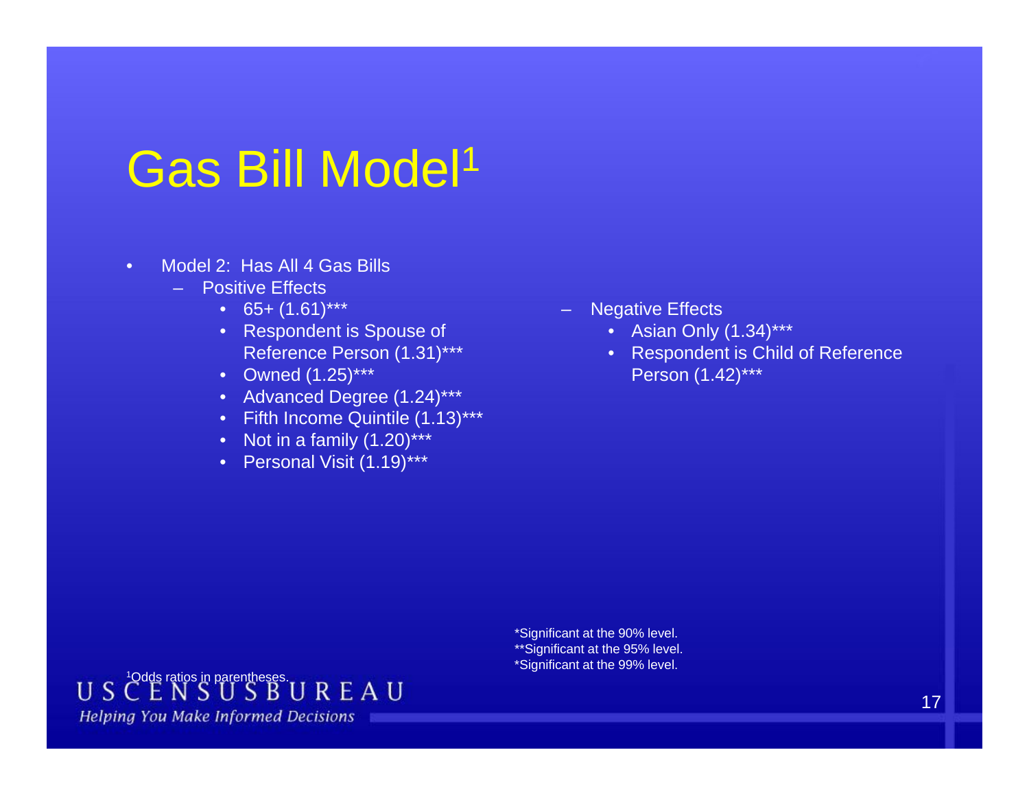# Gas Bill Model[1]

- Model 2: Has All 4 Gas Bills
  - Positive Effects
    - 65+ (1.61)***
    - Respondent is Spouse of Reference Person (1.31)***
    - Owned (1.25)***
    - Advanced Degree (1.24)***
    - Fifth Income Quintile (1.13)***
    - Not in a family (1.20)***
    - Personal Visit (1.19)***
  - Negative Effects
    - Asian Only (1.34)***
    - Respondent is Child of Reference Person (1.42)***

*Significant at the 90% level.
**Significant at the 95% level.
*Significant at the 99% level.

[1]Odds ratios in parentheses.

U S C E N S U S B U R E A U
*Helping You Make Informed Decisions*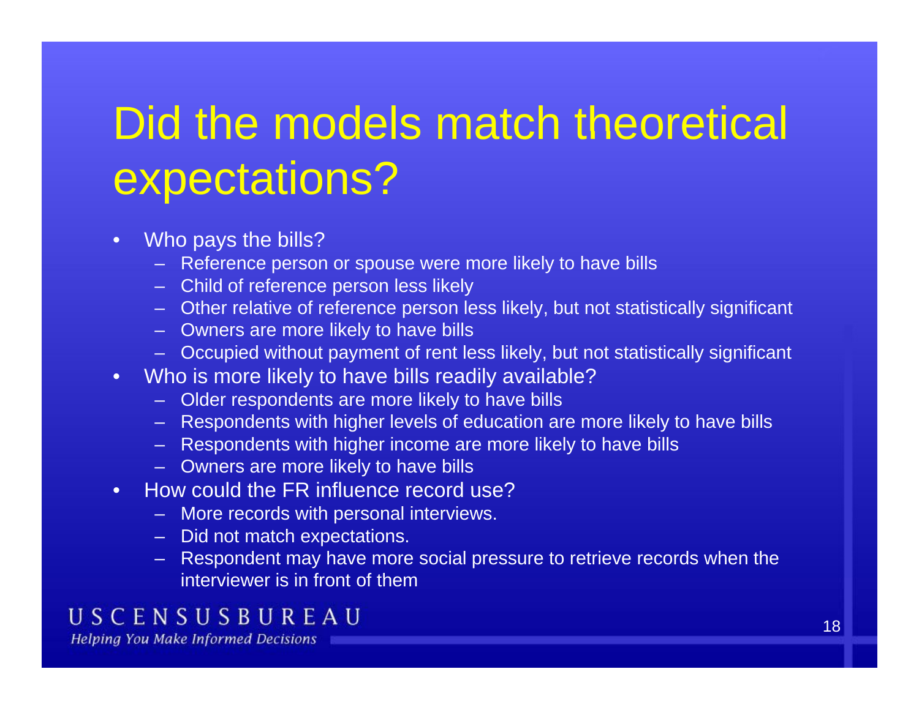# Did the models match theoretical expectations?

- Who pays the bills?
  - Reference person or spouse were more likely to have bills
  - Child of reference person less likely
  - Other relative of reference person less likely, but not statistically significant
  - Owners are more likely to have bills
  - Occupied without payment of rent less likely, but not statistically significant
- Who is more likely to have bills readily available?
  - Older respondents are more likely to have bills
  - Respondents with higher levels of education are more likely to have bills
  - Respondents with higher income are more likely to have bills
  - Owners are more likely to have bills
- How could the FR influence record use?
  - More records with personal interviews.
  - Did not match expectations.
  - Respondent may have more social pressure to retrieve records when the interviewer is in front of them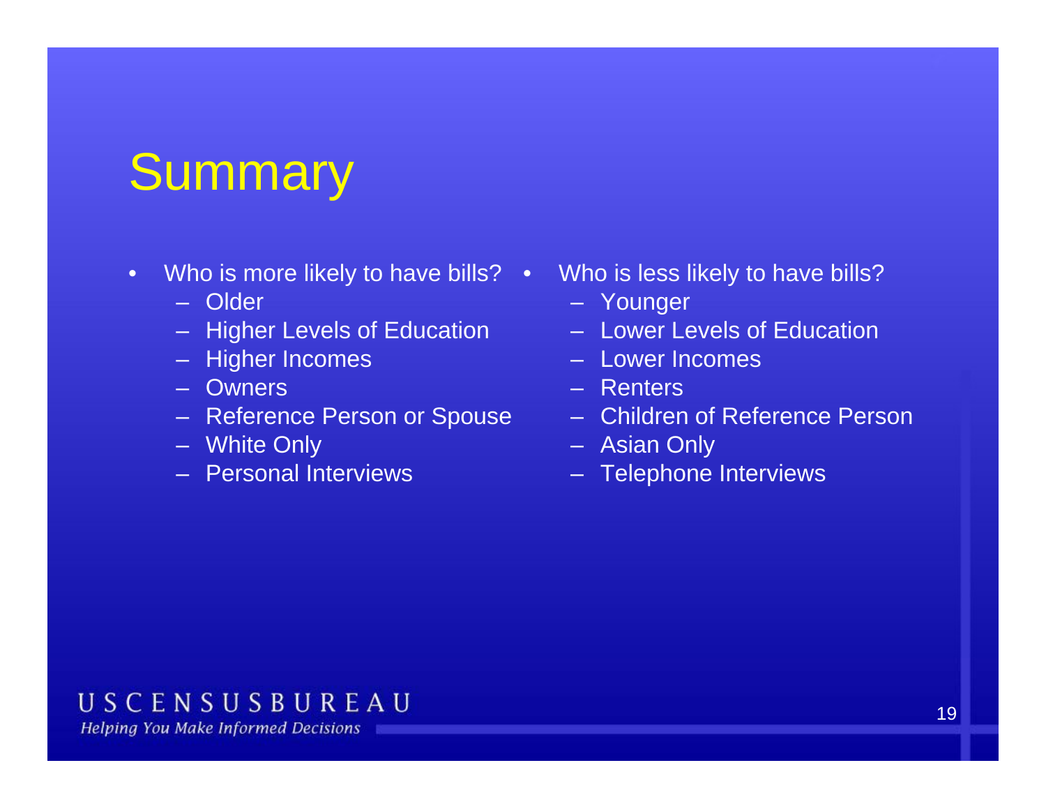# Summary

- Who is more likely to have bills?
  - Older
  - Higher Levels of Education
  - Higher Incomes
  - Owners
  - Reference Person or Spouse
  - White Only
  - Personal Interviews

- Who is less likely to have bills?
  - Younger
  - Lower Levels of Education
  - Lower Incomes
  - Renters
  - Children of Reference Person
  - Asian Only
  - Telephone Interviews

USCENSUSBUREAU

*Helping You Make Informed Decisions*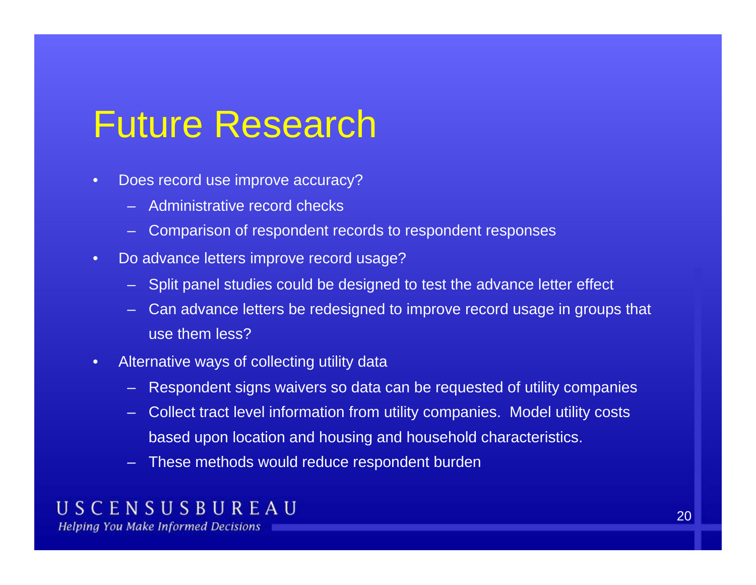# Future Research

- Does record use improve accuracy?
  - Administrative record checks
  - Comparison of respondent records to respondent responses
- Do advance letters improve record usage?
  - Split panel studies could be designed to test the advance letter effect
  - Can advance letters be redesigned to improve record usage in groups that use them less?
- Alternative ways of collecting utility data
  - Respondent signs waivers so data can be requested of utility companies
  - Collect tract level information from utility companies. Model utility costs based upon location and housing and household characteristics.
  - These methods would reduce respondent burden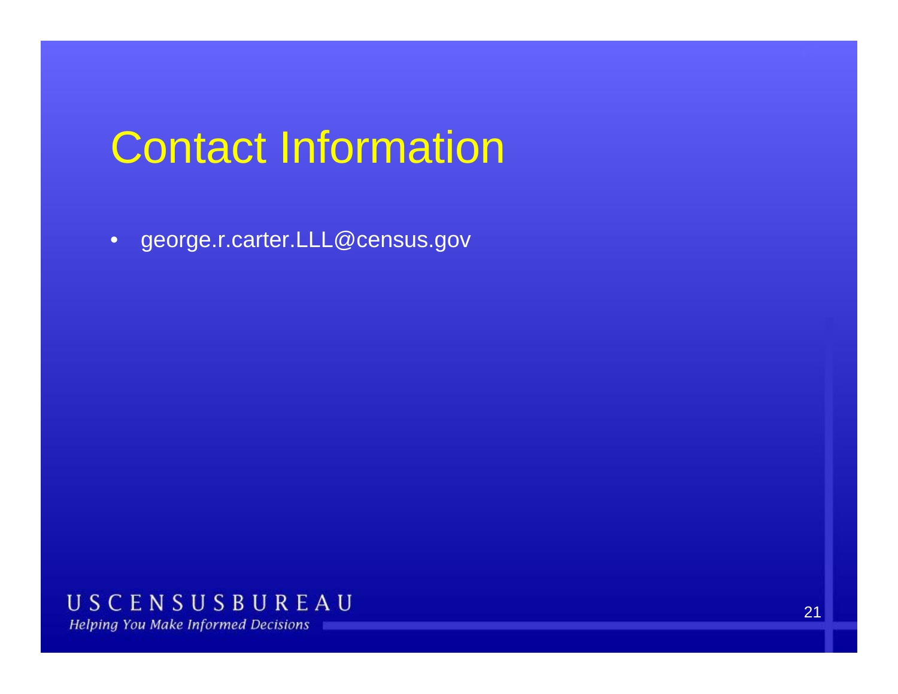# Contact Information

- george.r.carter.LLL@census.gov

U S C E N S U S B U R E A U
*Helping You Make Informed Decisions*